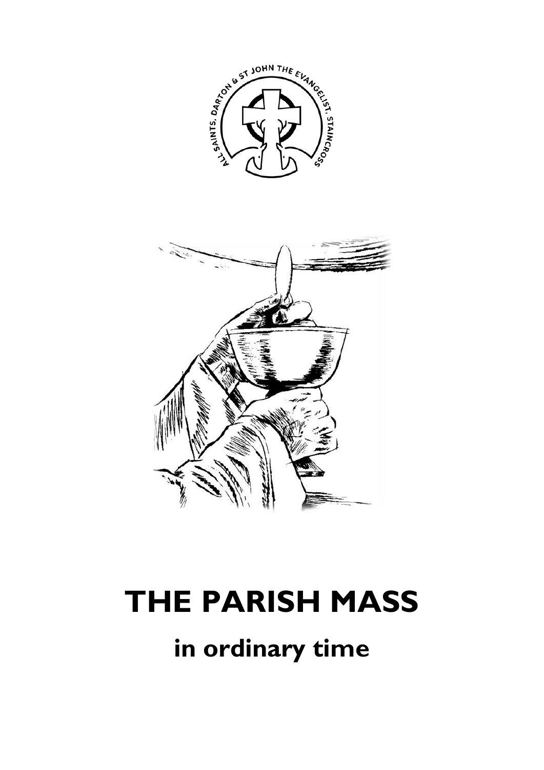# THE PARISH MASS

## in ordinary time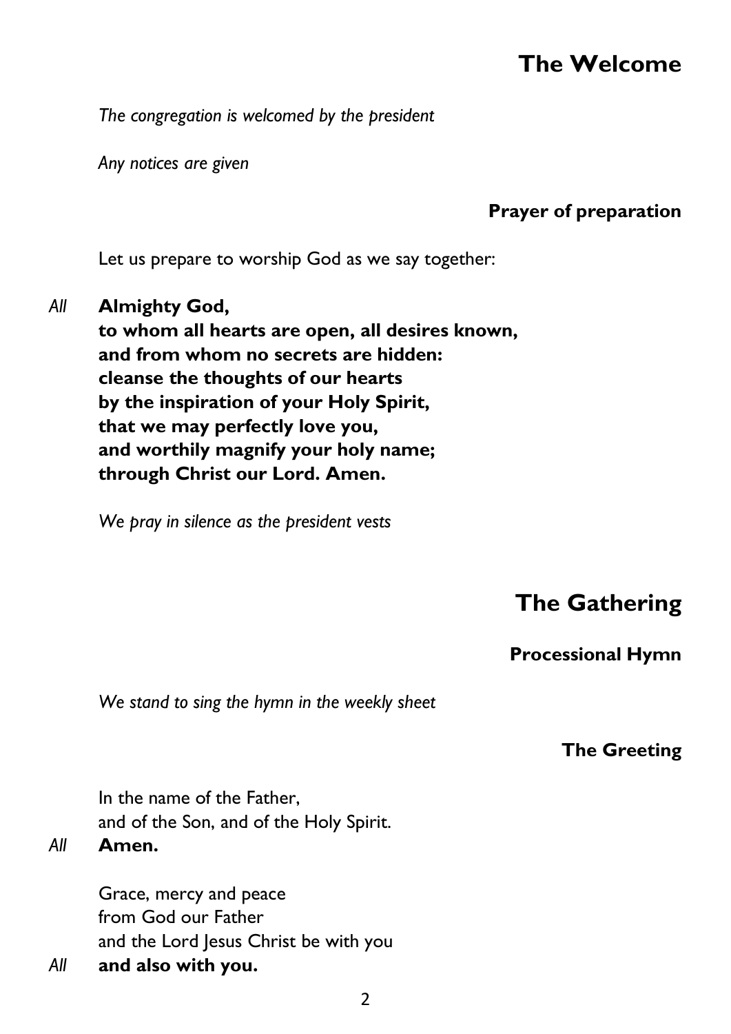## The Welcome

*The congregation is welcomed by the president*

*Any notices are given*

### Prayer of preparation

Let us prepare to worship God as we say together:

*All* **Almighty God,**
**to whom all hearts are open, all desires known,**
**and from whom no secrets are hidden:**
**cleanse the thoughts of our hearts**
**by the inspiration of your Holy Spirit,**
**that we may perfectly love you,**
**and worthily magnify your holy name;**
**through Christ our Lord. Amen.**

*We pray in silence as the president vests*

## The Gathering

### Processional Hymn

*We stand to sing the hymn in the weekly sheet*

### The Greeting

In the name of the Father,
and of the Son, and of the Holy Spirit.
*All* **Amen.**

Grace, mercy and peace
from God our Father
and the Lord Jesus Christ be with you
*All* **and also with you.**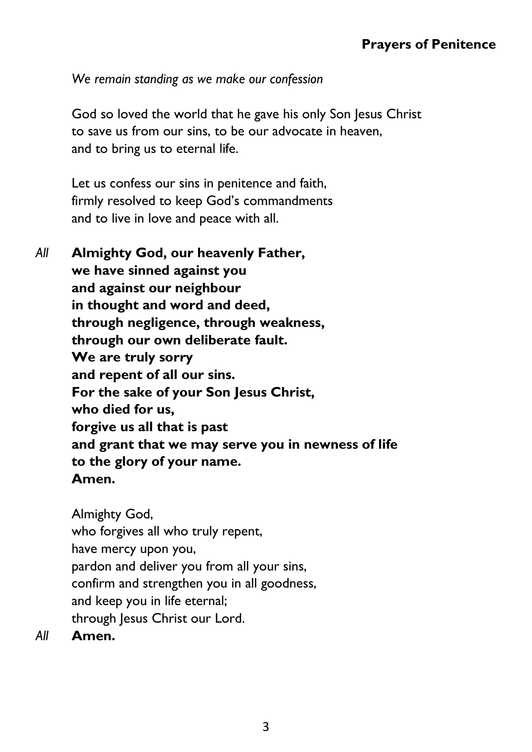## Prayers of Penitence

*We remain standing as we make our confession*

God so loved the world that he gave his only Son Jesus Christ
to save us from our sins, to be our advocate in heaven,
and to bring us to eternal life.

Let us confess our sins in penitence and faith,
firmly resolved to keep God's commandments
and to live in love and peace with all.

*All* **Almighty God, our heavenly Father,
we have sinned against you
and against our neighbour
in thought and word and deed,
through negligence, through weakness,
through our own deliberate fault.
We are truly sorry
and repent of all our sins.
For the sake of your Son Jesus Christ,
who died for us,
forgive us all that is past
and grant that we may serve you in newness of life
to the glory of your name.
Amen.**

Almighty God,
who forgives all who truly repent,
have mercy upon you,
pardon and deliver you from all your sins,
confirm and strengthen you in all goodness,
and keep you in life eternal;
through Jesus Christ our Lord.

*All* **Amen.**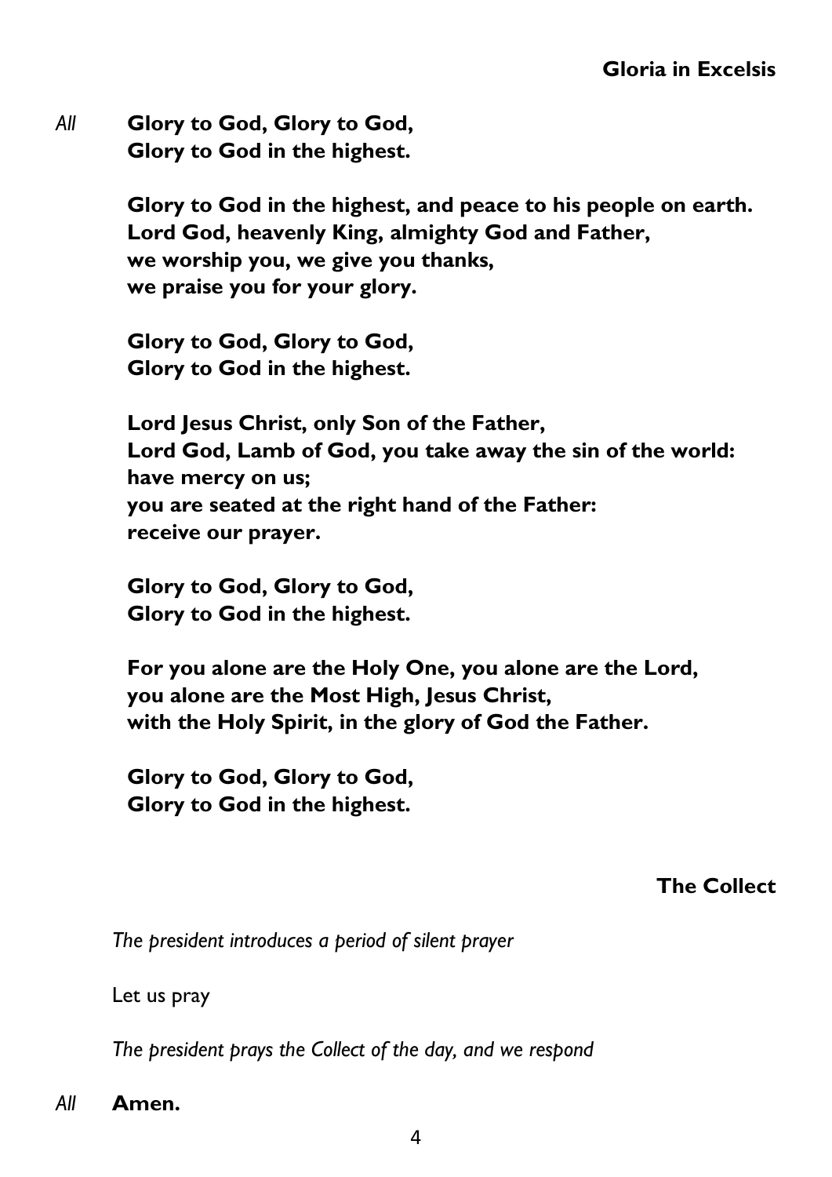## Gloria in Excelsis

*All* **Glory to God, Glory to God,**
**Glory to God in the highest.**

**Glory to God in the highest, and peace to his people on earth.**
**Lord God, heavenly King, almighty God and Father,**
**we worship you, we give you thanks,**
**we praise you for your glory.**

**Glory to God, Glory to God,**
**Glory to God in the highest.**

**Lord Jesus Christ, only Son of the Father,**
**Lord God, Lamb of God, you take away the sin of the world:**
**have mercy on us;**
**you are seated at the right hand of the Father:**
**receive our prayer.**

**Glory to God, Glory to God,**
**Glory to God in the highest.**

**For you alone are the Holy One, you alone are the Lord,**
**you alone are the Most High, Jesus Christ,**
**with the Holy Spirit, in the glory of God the Father.**

**Glory to God, Glory to God,**
**Glory to God in the highest.**

## The Collect

*The president introduces a period of silent prayer*

Let us pray

*The president prays the Collect of the day, and we respond*

*All* **Amen.**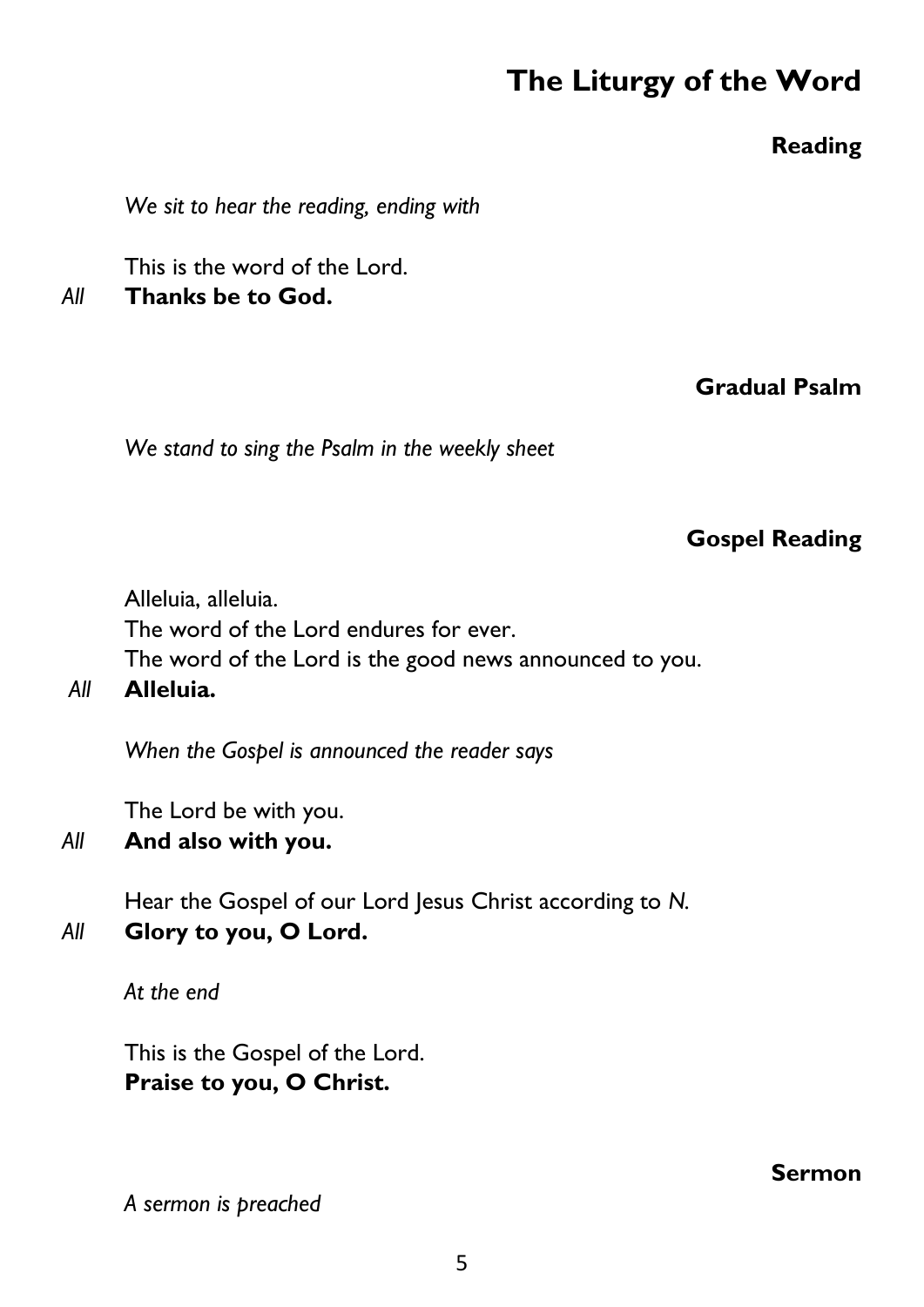# The Liturgy of the Word

### Reading

*We sit to hear the reading, ending with*

This is the word of the Lord.

*All* **Thanks be to God.**

### Gradual Psalm

*We stand to sing the Psalm in the weekly sheet*

### Gospel Reading

Alleluia, alleluia.
The word of the Lord endures for ever.
The word of the Lord is the good news announced to you.

*All* **Alleluia.**

*When the Gospel is announced the reader says*

The Lord be with you.

*All* **And also with you.**

Hear the Gospel of our Lord Jesus Christ according to *N.*

*All* **Glory to you, O Lord.**

*At the end*

This is the Gospel of the Lord.
**Praise to you, O Christ.**

### Sermon

*A sermon is preached*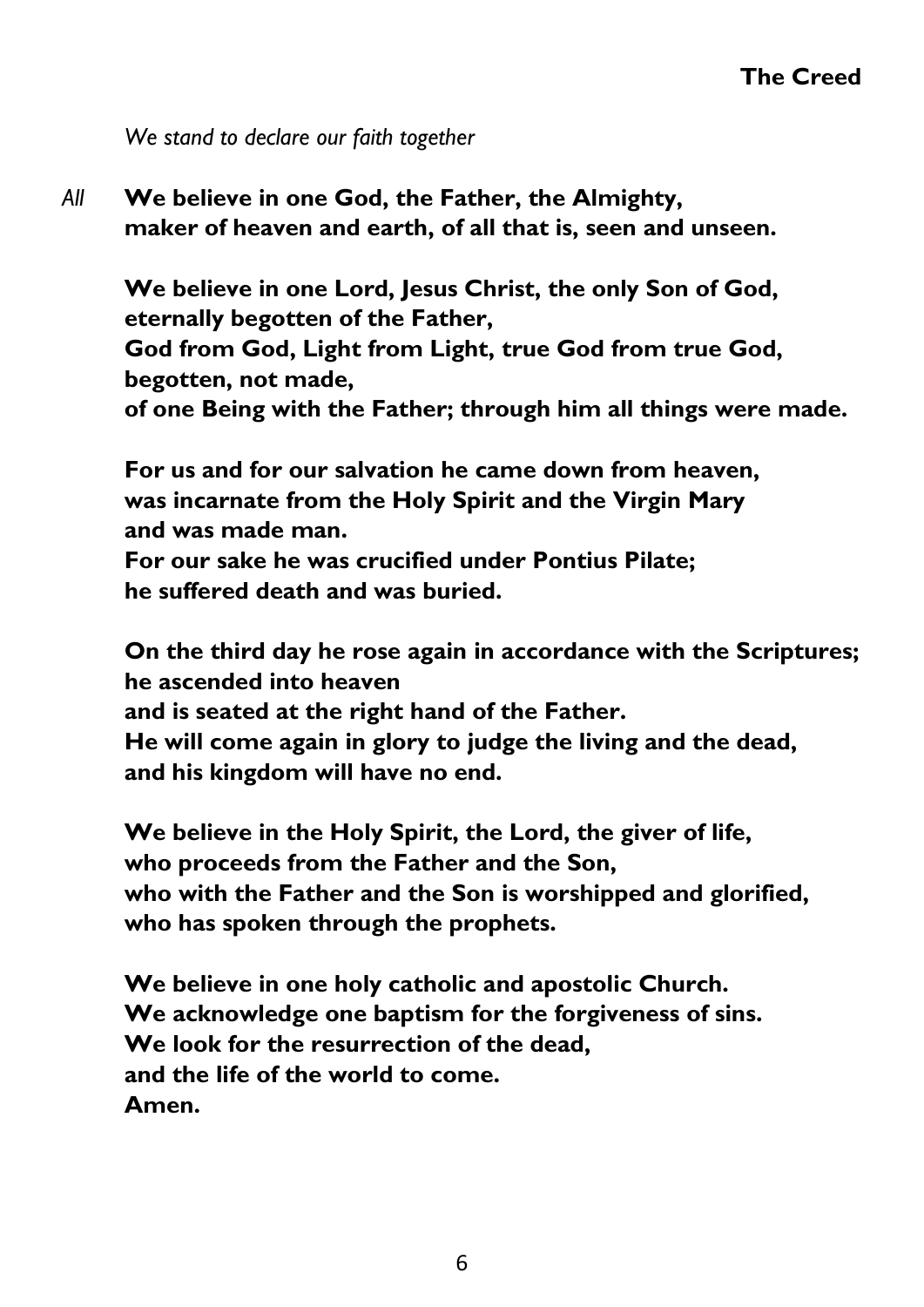## The Creed

*We stand to declare our faith together*

*All* **We believe in one God, the Father, the Almighty,
maker of heaven and earth, of all that is, seen and unseen.**

**We believe in one Lord, Jesus Christ, the only Son of God,
eternally begotten of the Father,
God from God, Light from Light, true God from true God,
begotten, not made,
of one Being with the Father; through him all things were made.**

**For us and for our salvation he came down from heaven,
was incarnate from the Holy Spirit and the Virgin Mary
and was made man.
For our sake he was crucified under Pontius Pilate;
he suffered death and was buried.**

**On the third day he rose again in accordance with the Scriptures;
he ascended into heaven
and is seated at the right hand of the Father.
He will come again in glory to judge the living and the dead,
and his kingdom will have no end.**

**We believe in the Holy Spirit, the Lord, the giver of life,
who proceeds from the Father and the Son,
who with the Father and the Son is worshipped and glorified,
who has spoken through the prophets.**

**We believe in one holy catholic and apostolic Church.
We acknowledge one baptism for the forgiveness of sins.
We look for the resurrection of the dead,
and the life of the world to come.
Amen.**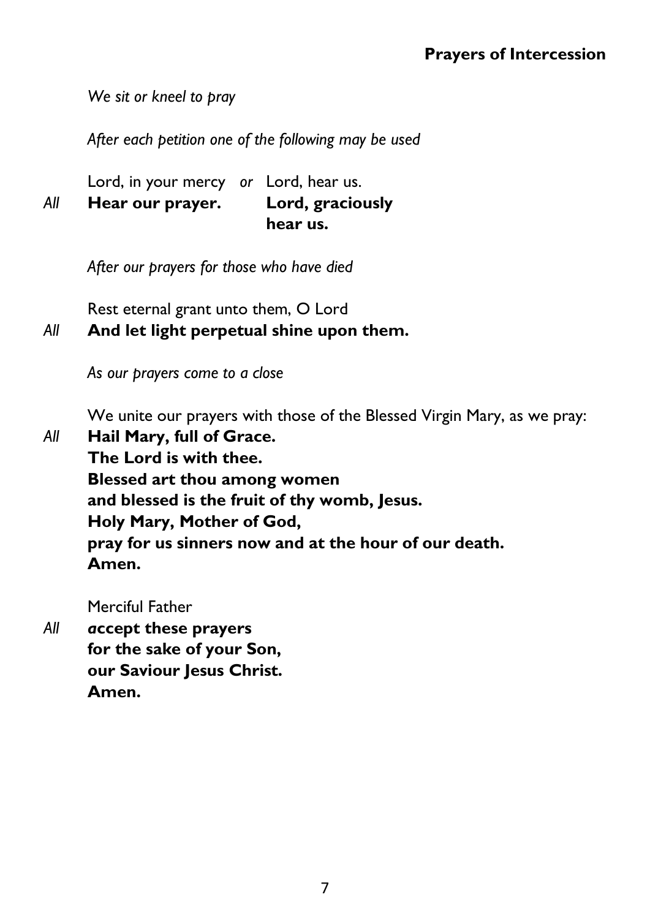## Prayers of Intercession

*We sit or kneel to pray*

*After each petition one of the following may be used*

| | | | |
|---|---|---|---|
| | Lord, in your mercy | *or* | Lord, hear us. |
| *All* | **Hear our prayer.** | | **Lord, graciously hear us.** |

*After our prayers for those who have died*

Rest eternal grant unto them, O Lord

*All* **And let light perpetual shine upon them.**

*As our prayers come to a close*

We unite our prayers with those of the Blessed Virgin Mary, as we pray:

*All* **Hail Mary, full of Grace.**
**The Lord is with thee.**
**Blessed art thou among women**
**and blessed is the fruit of thy womb, Jesus.**
**Holy Mary, Mother of God,**
**pray for us sinners now and at the hour of our death.**
**Amen.**

Merciful Father

*All* ***a*ccept these prayers**
**for the sake of your Son,**
**our Saviour Jesus Christ.**
**Amen.**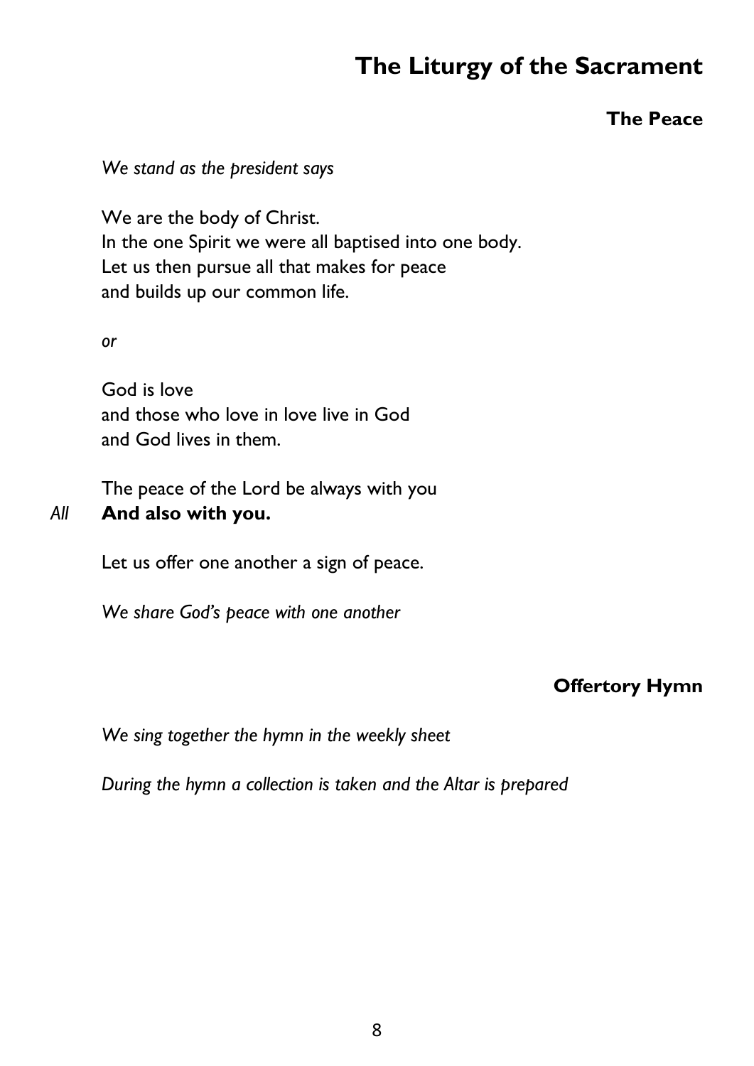# The Liturgy of the Sacrament

## The Peace

*We stand as the president says*

We are the body of Christ.
In the one Spirit we were all baptised into one body.
Let us then pursue all that makes for peace
and builds up our common life.

*or*

God is love
and those who love in love live in God
and God lives in them.

The peace of the Lord be always with you
*All* **And also with you.**

Let us offer one another a sign of peace.

*We share God's peace with one another*

## Offertory Hymn

*We sing together the hymn in the weekly sheet*

*During the hymn a collection is taken and the Altar is prepared*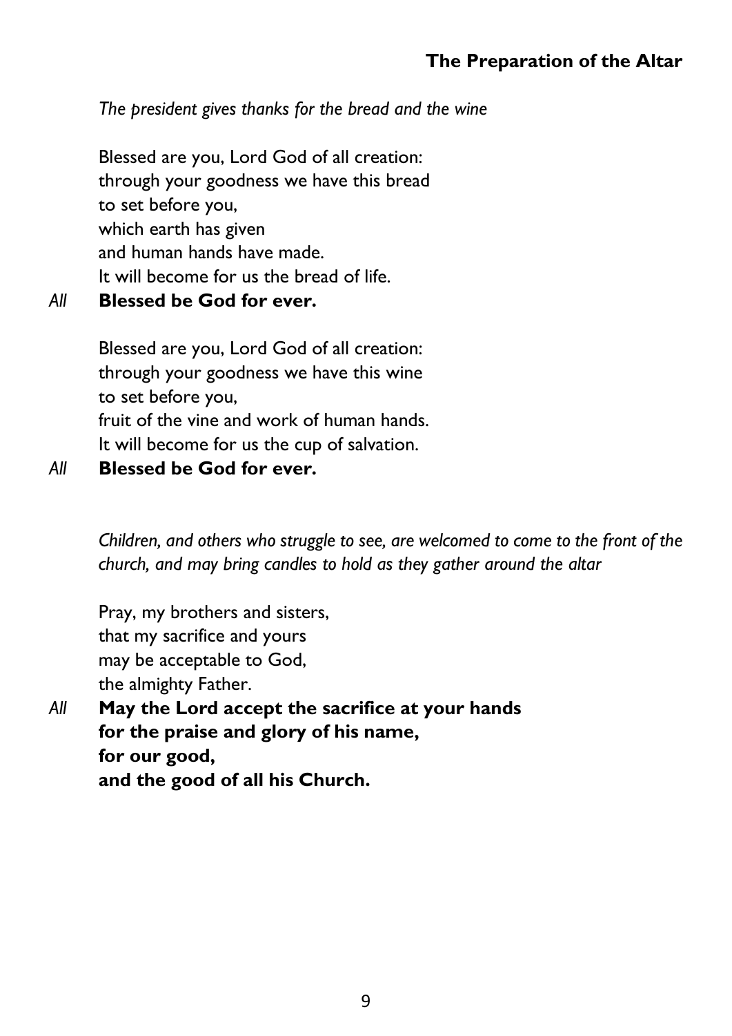## The Preparation of the Altar

*The president gives thanks for the bread and the wine*

Blessed are you, Lord God of all creation:
through your goodness we have this bread
to set before you,
which earth has given
and human hands have made.
It will become for us the bread of life.

*All* **Blessed be God for ever.**

Blessed are you, Lord God of all creation:
through your goodness we have this wine
to set before you,
fruit of the vine and work of human hands.
It will become for us the cup of salvation.

*All* **Blessed be God for ever.**

*Children, and others who struggle to see, are welcomed to come to the front of the church, and may bring candles to hold as they gather around the altar*

Pray, my brothers and sisters,
that my sacrifice and yours
may be acceptable to God,
the almighty Father.

*All* **May the Lord accept the sacrifice at your hands**
**for the praise and glory of his name,**
**for our good,**
**and the good of all his Church.**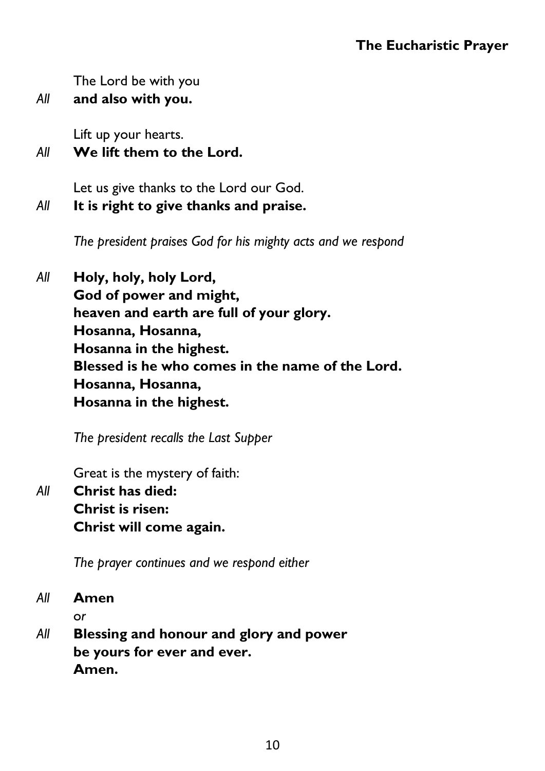## The Eucharistic Prayer

The Lord be with you

*All* **and also with you.**

Lift up your hearts.

*All* **We lift them to the Lord.**

Let us give thanks to the Lord our God.

*All* **It is right to give thanks and praise.**

*The president praises God for his mighty acts and we respond*

*All* **Holy, holy, holy Lord,**
**God of power and might,**
**heaven and earth are full of your glory.**
**Hosanna, Hosanna,**
**Hosanna in the highest.**
**Blessed is he who comes in the name of the Lord.**
**Hosanna, Hosanna,**
**Hosanna in the highest.**

*The president recalls the Last Supper*

Great is the mystery of faith:

*All* **Christ has died:**
**Christ is risen:**
**Christ will come again.**

*The prayer continues and we respond either*

*All* **Amen**

*or*

*All* **Blessing and honour and glory and power**
**be yours for ever and ever.**
**Amen.**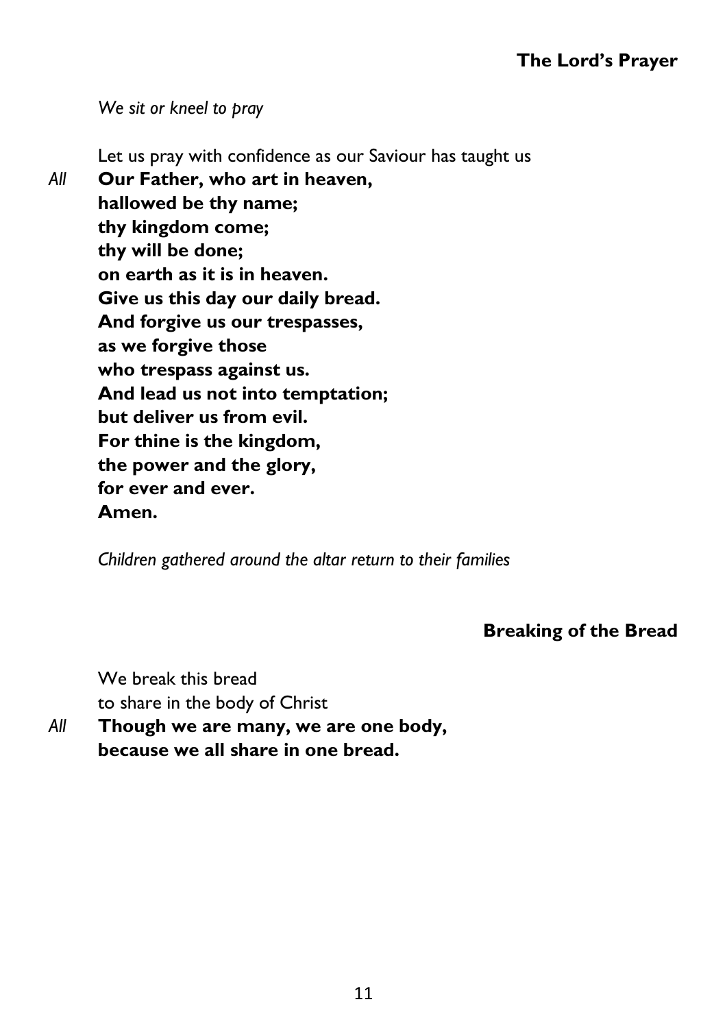## The Lord's Prayer

*We sit or kneel to pray*

Let us pray with confidence as our Saviour has taught us

*All* **Our Father, who art in heaven,
hallowed be thy name;
thy kingdom come;
thy will be done;
on earth as it is in heaven.
Give us this day our daily bread.
And forgive us our trespasses,
as we forgive those
who trespass against us.
And lead us not into temptation;
but deliver us from evil.
For thine is the kingdom,
the power and the glory,
for ever and ever.
Amen.**

*Children gathered around the altar return to their families*

## Breaking of the Bread

We break this bread
to share in the body of Christ

*All* **Though we are many, we are one body,
because we all share in one bread.**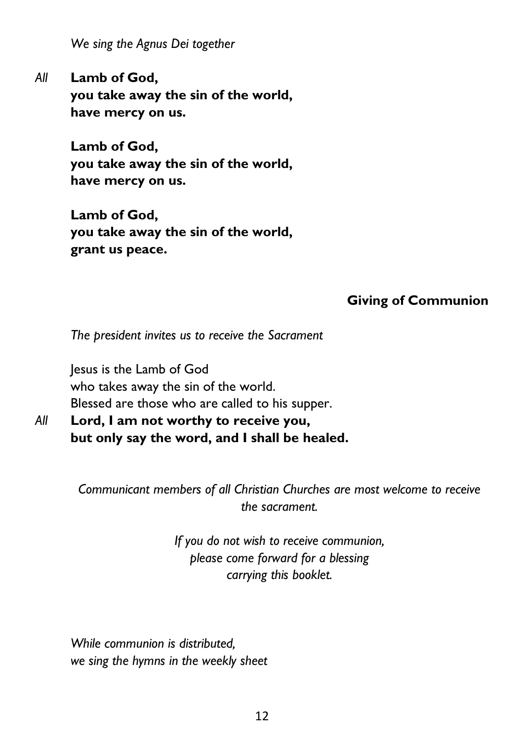*We sing the Agnus Dei together*

*All* **Lamb of God,**
**you take away the sin of the world,**
**have mercy on us.**

**Lamb of God,**
**you take away the sin of the world,**
**have mercy on us.**

**Lamb of God,**
**you take away the sin of the world,**
**grant us peace.**

## Giving of Communion

*The president invites us to receive the Sacrament*

Jesus is the Lamb of God
who takes away the sin of the world.
Blessed are those who are called to his supper.

*All* **Lord, I am not worthy to receive you,**
**but only say the word, and I shall be healed.**

*Communicant members of all Christian Churches are most welcome to receive the sacrament.*

*If you do not wish to receive communion,*
*please come forward for a blessing*
*carrying this booklet.*

*While communion is distributed,*
*we sing the hymns in the weekly sheet*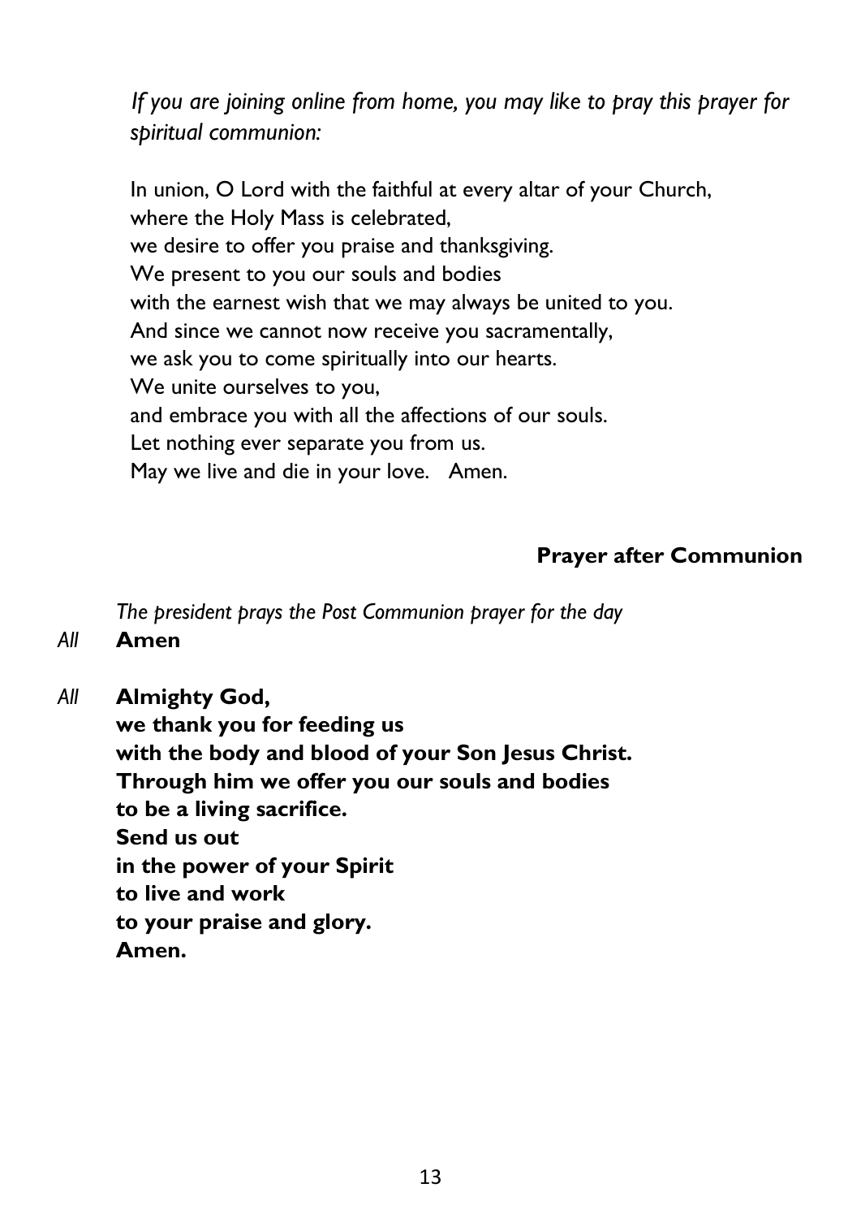*If you are joining online from home, you may like to pray this prayer for spiritual communion:*

In union, O Lord with the faithful at every altar of your Church,
where the Holy Mass is celebrated,
we desire to offer you praise and thanksgiving.
We present to you our souls and bodies
with the earnest wish that we may always be united to you.
And since we cannot now receive you sacramentally,
we ask you to come spiritually into our hearts.
We unite ourselves to you,
and embrace you with all the affections of our souls.
Let nothing ever separate you from us.
May we live and die in your love. Amen.

## Prayer after Communion

*The president prays the Post Communion prayer for the day*

*All* **Amen**

*All* **Almighty God,
we thank you for feeding us
with the body and blood of your Son Jesus Christ.
Through him we offer you our souls and bodies
to be a living sacrifice.
Send us out
in the power of your Spirit
to live and work
to your praise and glory.
Amen.**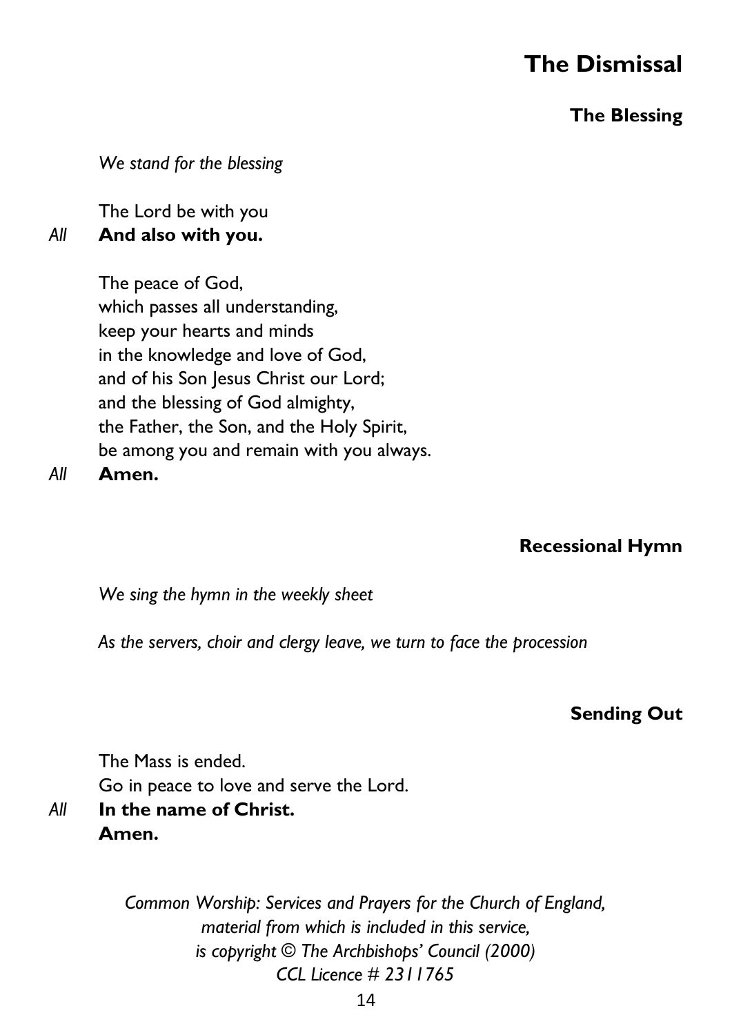# The Dismissal

### The Blessing

*We stand for the blessing*

The Lord be with you
*All* **And also with you.**

The peace of God,
which passes all understanding,
keep your hearts and minds
in the knowledge and love of God,
and of his Son Jesus Christ our Lord;
and the blessing of God almighty,
the Father, the Son, and the Holy Spirit,
be among you and remain with you always.
*All* **Amen.**

### Recessional Hymn

*We sing the hymn in the weekly sheet*

*As the servers, choir and clergy leave, we turn to face the procession*

### Sending Out

The Mass is ended.
Go in peace to love and serve the Lord.
*All* **In the name of Christ.**
**Amen.**

*Common Worship: Services and Prayers for the Church of England,*
*material from which is included in this service,*
*is copyright © The Archbishops' Council (2000)*
*CCL Licence # 2311765*